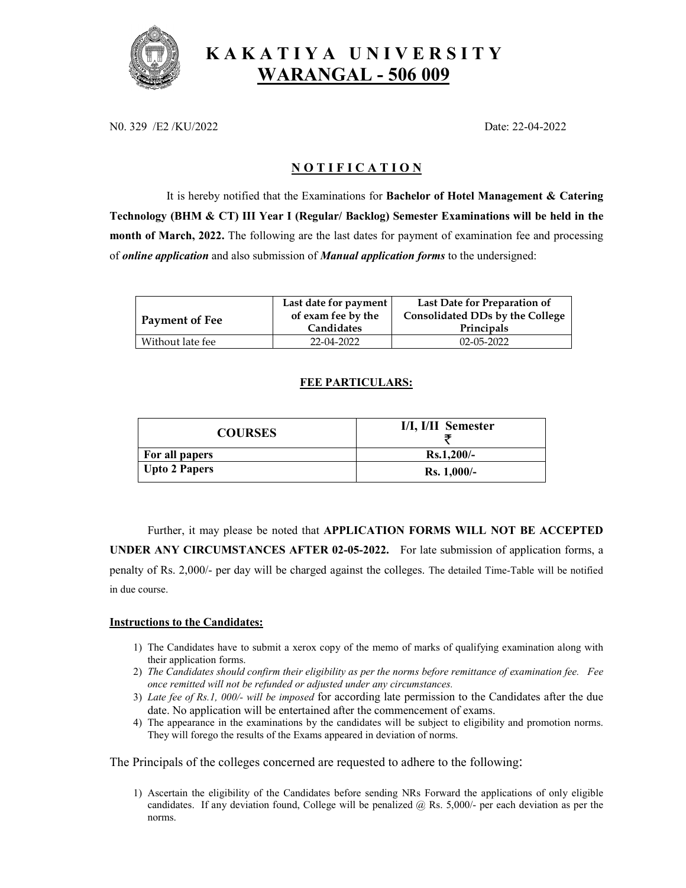# K A K A T I Y A  U N I V E R S I T Y
## WARANGAL - 506 009

N0. 329 /E2 /KU/2022 Date: 22-04-2022

## N O T I F I C A T I O N

It is hereby notified that the Examinations for **Bachelor of Hotel Management & Catering Technology (BHM & CT) III Year I (Regular/ Backlog) Semester Examinations will be held in the month of March, 2022.** The following are the last dates for payment of examination fee and processing of ***online application*** and also submission of ***Manual application forms*** to the undersigned:

| **Payment of Fee** | **Last date for payment of exam fee by the Candidates** | **Last Date for Preparation of Consolidated DDs by the College Principals** |
|---|---|---|
| Without late fee | 22-04-2022 | 02-05-2022 |

**FEE PARTICULARS:**

| **COURSES** | **I/I, I/II Semester ₹** |
|---|---|
| **For all papers** | **Rs.1,200/-** |
| **Upto 2 Papers** | **Rs. 1,000/-** |

Further, it may please be noted that **APPLICATION FORMS WILL NOT BE ACCEPTED UNDER ANY CIRCUMSTANCES AFTER 02-05-2022.** For late submission of application forms, a penalty of Rs. 2,000/- per day will be charged against the colleges. The detailed Time-Table will be notified in due course.

**Instructions to the Candidates:**

1) The Candidates have to submit a xerox copy of the memo of marks of qualifying examination along with their application forms.
2) *The Candidates should confirm their eligibility as per the norms before remittance of examination fee. Fee once remitted will not be refunded or adjusted under any circumstances.*
3) *Late fee of Rs.1, 000/- will be imposed* for according late permission to the Candidates after the due date. No application will be entertained after the commencement of exams.
4) The appearance in the examinations by the candidates will be subject to eligibility and promotion norms. They will forego the results of the Exams appeared in deviation of norms.

The Principals of the colleges concerned are requested to adhere to the following:

1) Ascertain the eligibility of the Candidates before sending NRs Forward the applications of only eligible candidates. If any deviation found, College will be penalized @ Rs. 5,000/- per each deviation as per the norms.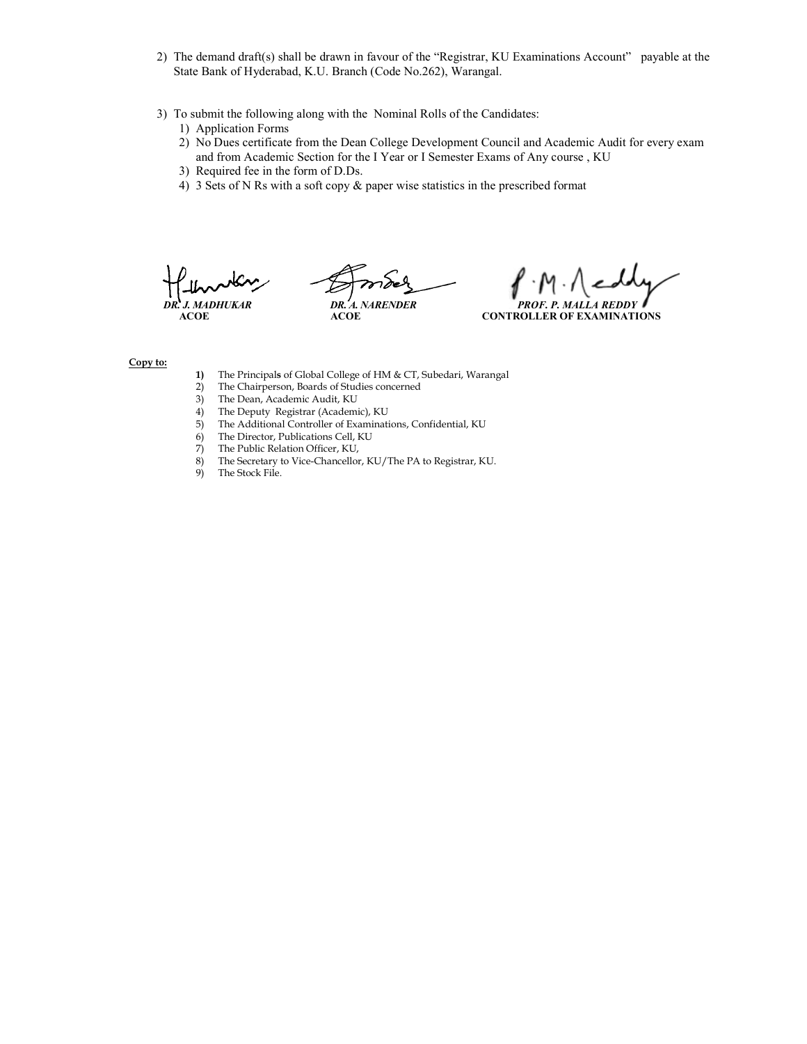2) The demand draft(s) shall be drawn in favour of the "Registrar, KU Examinations Account" payable at the State Bank of Hyderabad, K.U. Branch (Code No.262), Warangal.

3) To submit the following along with the Nominal Rolls of the Candidates:
   1) Application Forms
   2) No Dues certificate from the Dean College Development Council and Academic Audit for every exam and from Academic Section for the I Year or I Semester Exams of Any course , KU
   3) Required fee in the form of D.Ds.
   4) 3 Sets of N Rs with a soft copy & paper wise statistics in the prescribed format

| | | |
|---|---|---|
| ***DR. J. MADHUKAR*** | ***DR. A. NARENDER*** | ***PROF. P. MALLA REDDY*** |
| **ACOE** | **ACOE** | **CONTROLLER OF EXAMINATIONS** |

**Copy to:**

1) The Principals of Global College of HM & CT, Subedari, Warangal
2) The Chairperson, Boards of Studies concerned
3) The Dean, Academic Audit, KU
4) The Deputy Registrar (Academic), KU
5) The Additional Controller of Examinations, Confidential, KU
6) The Director, Publications Cell, KU
7) The Public Relation Officer, KU,
8) The Secretary to Vice-Chancellor, KU/The PA to Registrar, KU.
9) The Stock File.